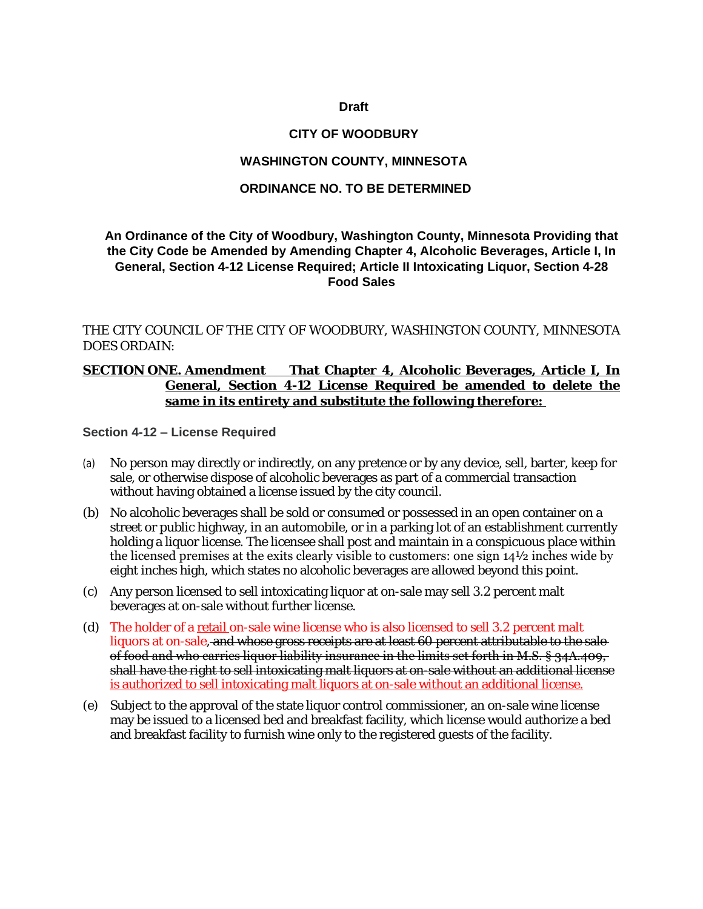**Draft**

**CITY OF WOODBURY**

**WASHINGTON COUNTY, MINNESOTA**

**ORDINANCE NO. TO BE DETERMINED**

**An Ordinance of the City of Woodbury, Washington County, Minnesota Providing that the City Code be Amended by Amending Chapter 4, Alcoholic Beverages, Article I, In General, Section 4-12 License Required; Article II Intoxicating Liquor, Section 4-28 Food Sales**

THE CITY COUNCIL OF THE CITY OF WOODBURY, WASHINGTON COUNTY, MINNESOTA DOES ORDAIN:

**SECTION ONE. Amendment That Chapter 4, Alcoholic Beverages, Article I, In General, Section 4-12 License Required be amended to delete the same in its entirety and substitute the following therefore:**

**Section 4-12 – License Required**

(a) No person may directly or indirectly, on any pretence or by any device, sell, barter, keep for sale, or otherwise dispose of alcoholic beverages as part of a commercial transaction without having obtained a license issued by the city council.

(b) No alcoholic beverages shall be sold or consumed or possessed in an open container on a street or public highway, in an automobile, or in a parking lot of an establishment currently holding a liquor license. The licensee shall post and maintain in a conspicuous place within the licensed premises at the exits clearly visible to customers: one sign 14½ inches wide by eight inches high, which states no alcoholic beverages are allowed beyond this point.

(c) Any person licensed to sell intoxicating liquor at on-sale may sell 3.2 percent malt beverages at on-sale without further license.

(d) The holder of a <u>retail</u> on-sale wine license who is also licensed to sell 3.2 percent malt liquors at on-sale~~, and whose gross receipts are at least 60 percent attributable to the sale of food and who carries liquor liability insurance in the limits set forth in M.S. § 34A.409, shall have the right to sell intoxicating malt liquors at on-sale without an additional license~~ <u>is authorized to sell intoxicating malt liquors at on-sale without an additional license.</u>

(e) Subject to the approval of the state liquor control commissioner, an on-sale wine license may be issued to a licensed bed and breakfast facility, which license would authorize a bed and breakfast facility to furnish wine only to the registered guests of the facility.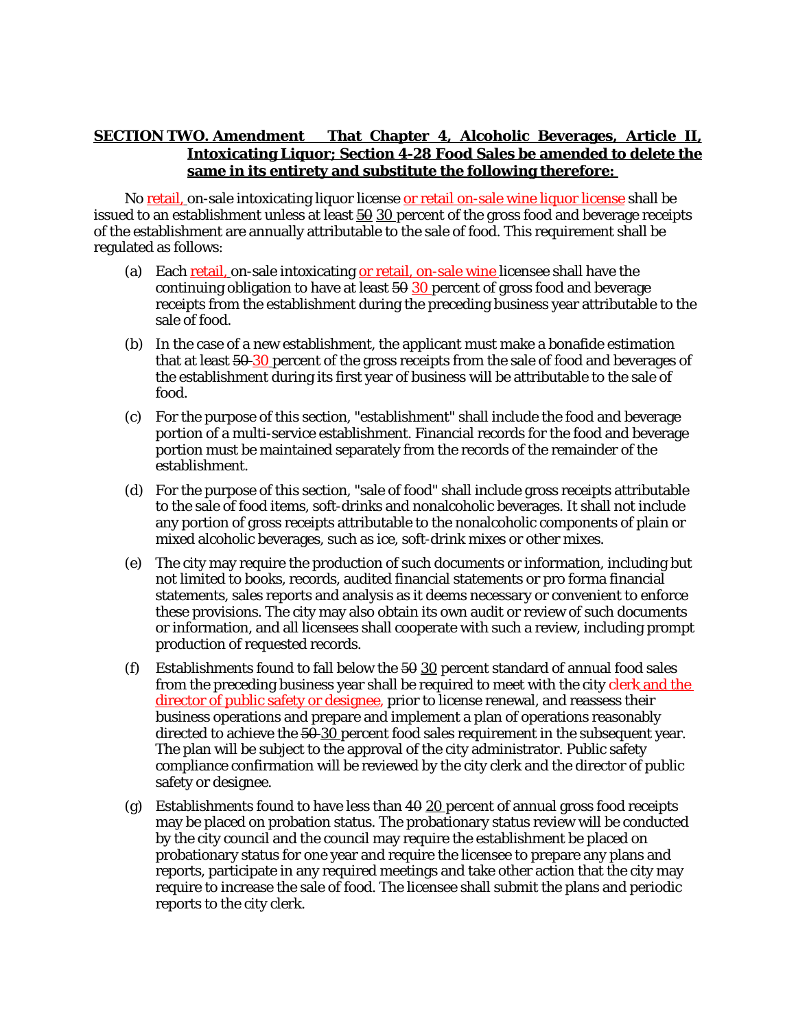**<u>SECTION TWO. Amendment That Chapter 4, Alcoholic Beverages, Article II, Intoxicating Liquor; Section 4-28 Food Sales be amended to delete the same in its entirety and substitute the following therefore:</u>**

No <u>retail,</u> on-sale intoxicating liquor license <u>or retail on-sale wine liquor license</u> shall be issued to an establishment unless at least ~~50~~ <u>30</u> percent of the gross food and beverage receipts of the establishment are annually attributable to the sale of food. This requirement shall be regulated as follows:

(a) Each <u>retail,</u> on-sale intoxicating <u>or retail, on-sale wine</u> licensee shall have the continuing obligation to have at least ~~50~~ <u>30</u> percent of gross food and beverage receipts from the establishment during the preceding business year attributable to the sale of food.

(b) In the case of a new establishment, the applicant must make a bonafide estimation that at least ~~50~~ <u>30</u> percent of the gross receipts from the sale of food and beverages of the establishment during its first year of business will be attributable to the sale of food.

(c) For the purpose of this section, "establishment" shall include the food and beverage portion of a multi-service establishment. Financial records for the food and beverage portion must be maintained separately from the records of the remainder of the establishment.

(d) For the purpose of this section, "sale of food" shall include gross receipts attributable to the sale of food items, soft-drinks and nonalcoholic beverages. It shall not include any portion of gross receipts attributable to the nonalcoholic components of plain or mixed alcoholic beverages, such as ice, soft-drink mixes or other mixes.

(e) The city may require the production of such documents or information, including but not limited to books, records, audited financial statements or pro forma financial statements, sales reports and analysis as it deems necessary or convenient to enforce these provisions. The city may also obtain its own audit or review of such documents or information, and all licensees shall cooperate with such a review, including prompt production of requested records.

(f) Establishments found to fall below the ~~50~~ <u>30</u> percent standard of annual food sales from the preceding business year shall be required to meet with the city <u>clerk and the director of public safety or designee,</u> prior to license renewal, and reassess their business operations and prepare and implement a plan of operations reasonably directed to achieve the ~~50~~ <u>30</u> percent food sales requirement in the subsequent year. The plan will be subject to the approval of the city administrator. Public safety compliance confirmation will be reviewed by the city clerk and the director of public safety or designee.

(g) Establishments found to have less than ~~40~~ <u>20</u> percent of annual gross food receipts may be placed on probation status. The probationary status review will be conducted by the city council and the council may require the establishment be placed on probationary status for one year and require the licensee to prepare any plans and reports, participate in any required meetings and take other action that the city may require to increase the sale of food. The licensee shall submit the plans and periodic reports to the city clerk.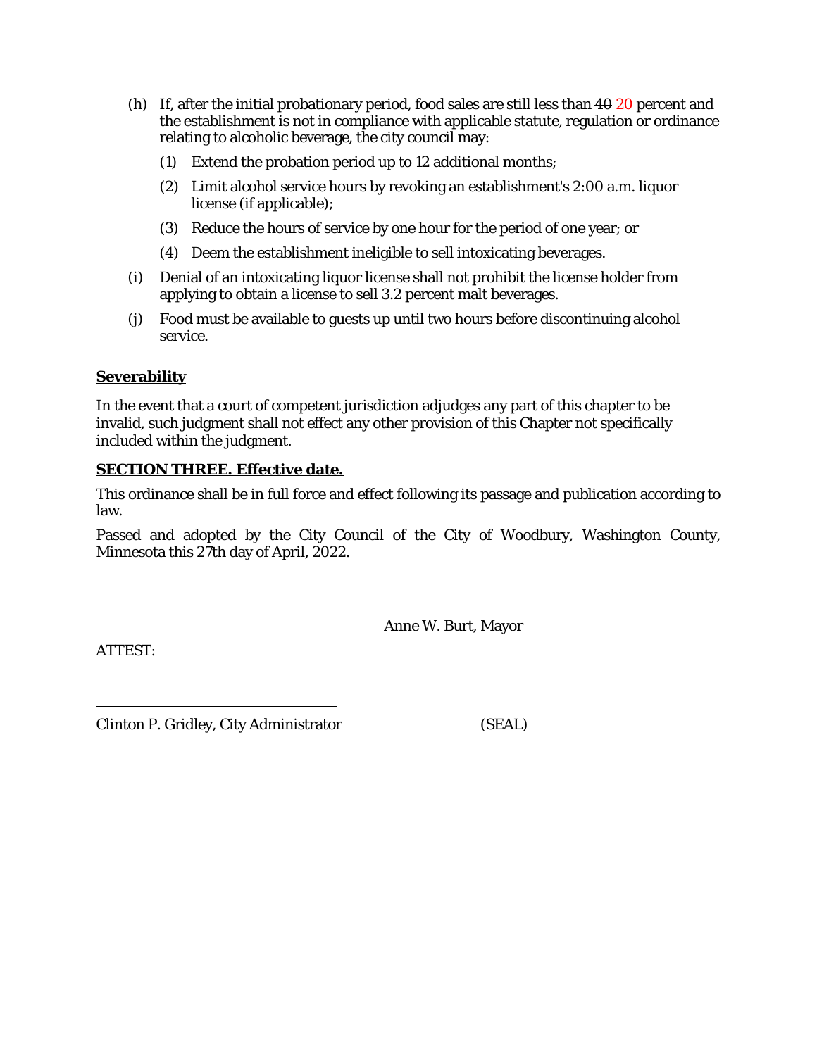(h) If, after the initial probationary period, food sales are still less than ~~40~~ 20 percent and the establishment is not in compliance with applicable statute, regulation or ordinance relating to alcoholic beverage, the city council may:

    (1) Extend the probation period up to 12 additional months;

    (2) Limit alcohol service hours by revoking an establishment's 2:00 a.m. liquor license (if applicable);

    (3) Reduce the hours of service by one hour for the period of one year; or

    (4) Deem the establishment ineligible to sell intoxicating beverages.

(i) Denial of an intoxicating liquor license shall not prohibit the license holder from applying to obtain a license to sell 3.2 percent malt beverages.

(j) Food must be available to guests up until two hours before discontinuing alcohol service.

**Severability**

In the event that a court of competent jurisdiction adjudges any part of this chapter to be invalid, such judgment shall not effect any other provision of this Chapter not specifically included within the judgment.

**SECTION THREE. Effective date.**

This ordinance shall be in full force and effect following its passage and publication according to law.

Passed and adopted by the City Council of the City of Woodbury, Washington County, Minnesota this 27th day of April, 2022.

\_\_\_\_\_\_\_\_\_\_\_\_\_\_\_\_\_\_\_\_\_\_\_\_\_\_\_\_\_\_\_\_

Anne W. Burt, Mayor

ATTEST:

\_\_\_\_\_\_\_\_\_\_\_\_\_\_\_\_\_\_\_\_\_\_\_\_\_\_\_\_\_\_\_\_

Clinton P. Gridley, City Administrator (SEAL)